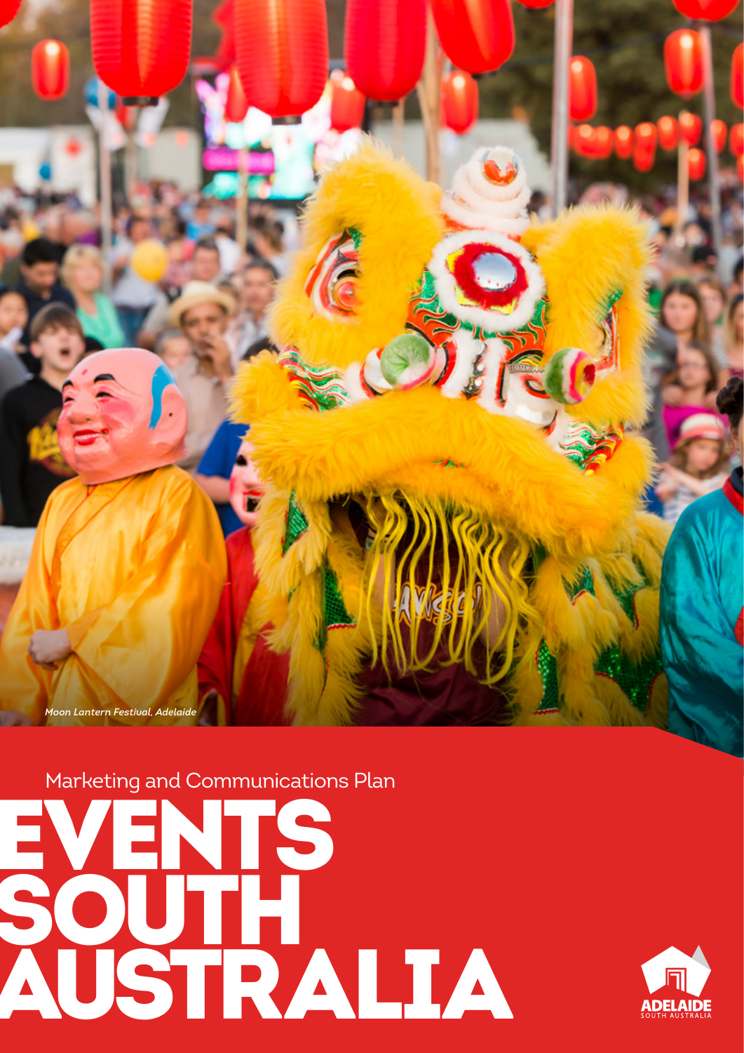*Moon Lantern Festival, Adelaide*

Marketing and Communications Plan

# EVENTS SOUTH AUSTRALIA

ADELAIDE
SOUTH AUSTRALIA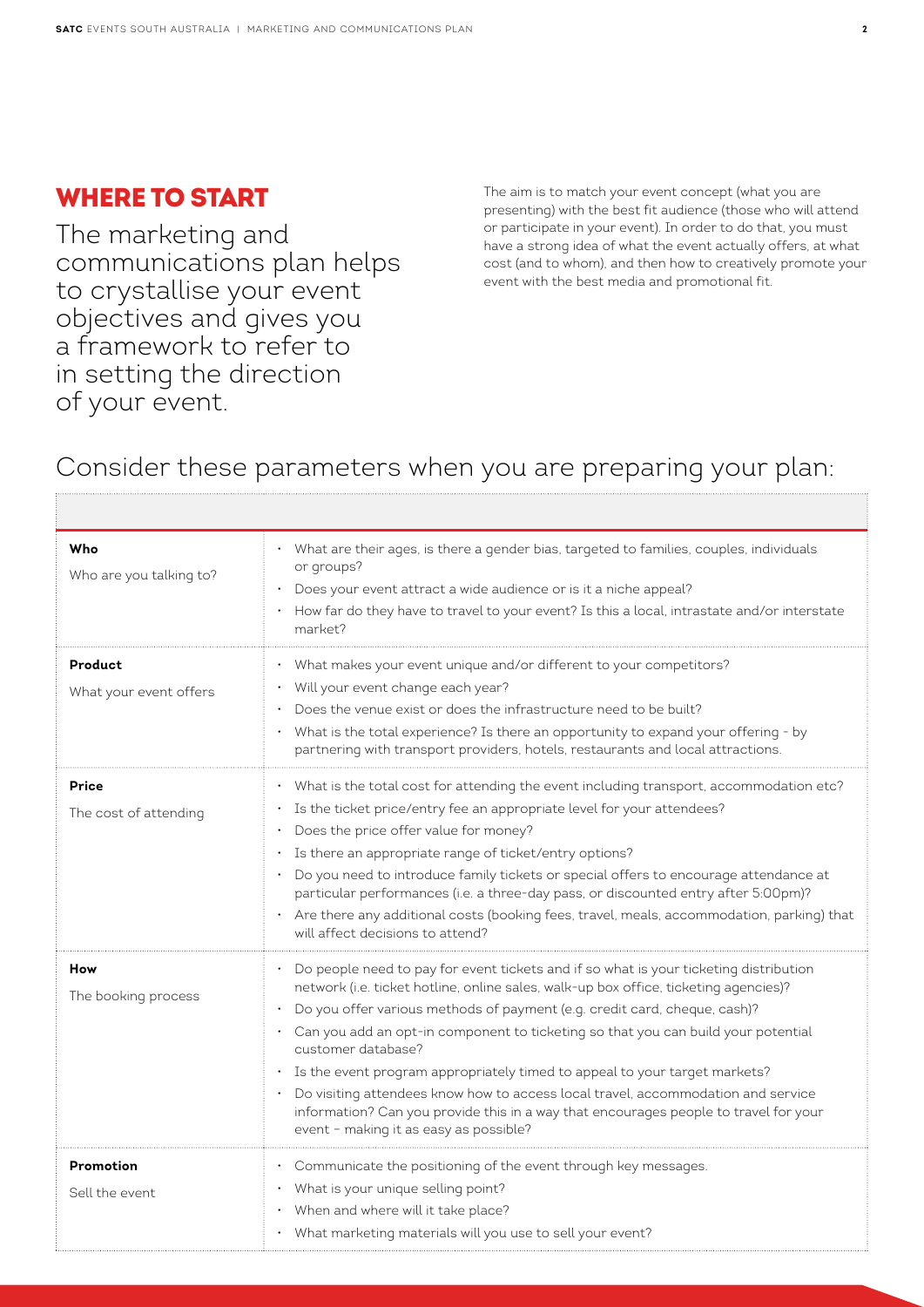## WHERE TO START

The marketing and communications plan helps to crystallise your event objectives and gives you a framework to refer to in setting the direction of your event.

The aim is to match your event concept (what you are presenting) with the best fit audience (those who will attend or participate in your event). In order to do that, you must have a strong idea of what the event actually offers, at what cost (and to whom), and then how to creatively promote your event with the best media and promotional fit.

## Consider these parameters when you are preparing your plan:

| | |
|---|---|
| **Who**<br>Who are you talking to? | • What are their ages, is there a gender bias, targeted to families, couples, individuals or groups?<br>• Does your event attract a wide audience or is it a niche appeal?<br>• How far do they have to travel to your event? Is this a local, intrastate and/or interstate market? |
| **Product**<br>What your event offers | • What makes your event unique and/or different to your competitors?<br>• Will your event change each year?<br>• Does the venue exist or does the infrastructure need to be built?<br>• What is the total experience? Is there an opportunity to expand your offering - by partnering with transport providers, hotels, restaurants and local attractions. |
| **Price**<br>The cost of attending | • What is the total cost for attending the event including transport, accommodation etc?<br>• Is the ticket price/entry fee an appropriate level for your attendees?<br>• Does the price offer value for money?<br>• Is there an appropriate range of ticket/entry options?<br>• Do you need to introduce family tickets or special offers to encourage attendance at particular performances (i.e. a three-day pass, or discounted entry after 5:00pm)?<br>• Are there any additional costs (booking fees, travel, meals, accommodation, parking) that will affect decisions to attend? |
| **How**<br>The booking process | • Do people need to pay for event tickets and if so what is your ticketing distribution network (i.e. ticket hotline, online sales, walk-up box office, ticketing agencies)?<br>• Do you offer various methods of payment (e.g. credit card, cheque, cash)?<br>• Can you add an opt-in component to ticketing so that you can build your potential customer database?<br>• Is the event program appropriately timed to appeal to your target markets?<br>• Do visiting attendees know how to access local travel, accommodation and service information? Can you provide this in a way that encourages people to travel for your event – making it as easy as possible? |
| **Promotion**<br>Sell the event | • Communicate the positioning of the event through key messages.<br>• What is your unique selling point?<br>• When and where will it take place?<br>• What marketing materials will you use to sell your event? |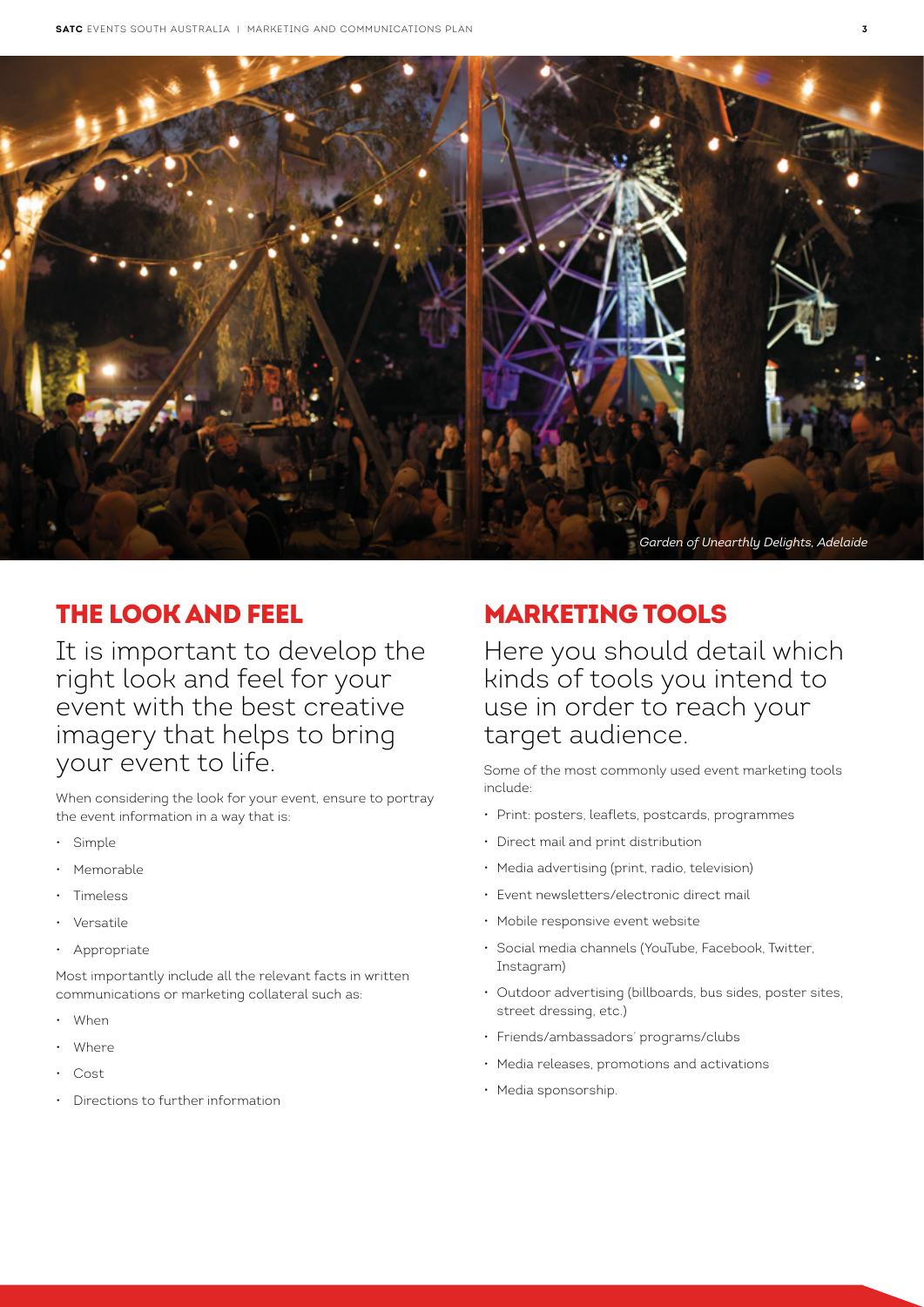*Garden of Unearthly Delights, Adelaide*

## THE LOOK AND FEEL

It is important to develop the right look and feel for your event with the best creative imagery that helps to bring your event to life.

When considering the look for your event, ensure to portray the event information in a way that is:

- Simple
- Memorable
- Timeless
- Versatile
- Appropriate

Most importantly include all the relevant facts in written communications or marketing collateral such as:

- When
- Where
- Cost
- Directions to further information

## MARKETING TOOLS

Here you should detail which kinds of tools you intend to use in order to reach your target audience.

Some of the most commonly used event marketing tools include:

- Print: posters, leaflets, postcards, programmes
- Direct mail and print distribution
- Media advertising (print, radio, television)
- Event newsletters/electronic direct mail
- Mobile responsive event website
- Social media channels (YouTube, Facebook, Twitter, Instagram)
- Outdoor advertising (billboards, bus sides, poster sites, street dressing, etc.)
- Friends/ambassadors' programs/clubs
- Media releases, promotions and activations
- Media sponsorship.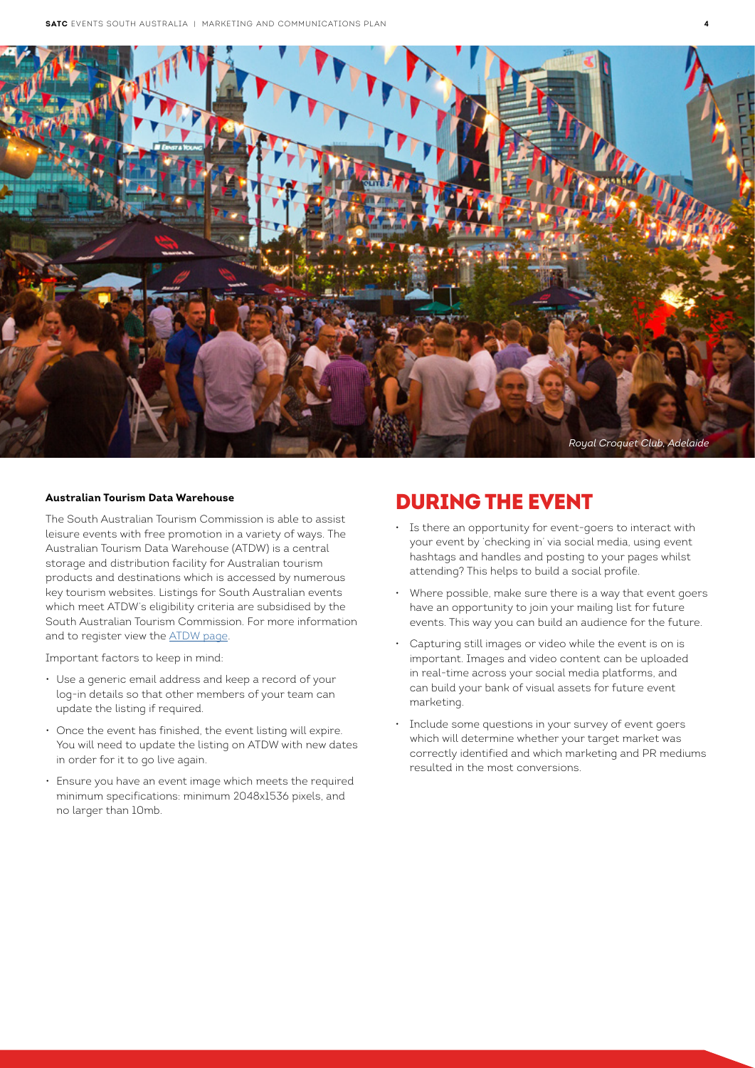Royal Croquet Club, Adelaide

### Australian Tourism Data Warehouse

The South Australian Tourism Commission is able to assist leisure events with free promotion in a variety of ways. The Australian Tourism Data Warehouse (ATDW) is a central storage and distribution facility for Australian tourism products and destinations which is accessed by numerous key tourism websites. Listings for South Australian events which meet ATDW's eligibility criteria are subsidised by the South Australian Tourism Commission. For more information and to register view the ATDW page.

Important factors to keep in mind:

- Use a generic email address and keep a record of your log-in details so that other members of your team can update the listing if required.
- Once the event has finished, the event listing will expire. You will need to update the listing on ATDW with new dates in order for it to go live again.
- Ensure you have an event image which meets the required minimum specifications: minimum 2048x1536 pixels, and no larger than 10mb.

## DURING THE EVENT

- Is there an opportunity for event-goers to interact with your event by 'checking in' via social media, using event hashtags and handles and posting to your pages whilst attending? This helps to build a social profile.
- Where possible, make sure there is a way that event goers have an opportunity to join your mailing list for future events. This way you can build an audience for the future.
- Capturing still images or video while the event is on is important. Images and video content can be uploaded in real-time across your social media platforms, and can build your bank of visual assets for future event marketing.
- Include some questions in your survey of event goers which will determine whether your target market was correctly identified and which marketing and PR mediums resulted in the most conversions.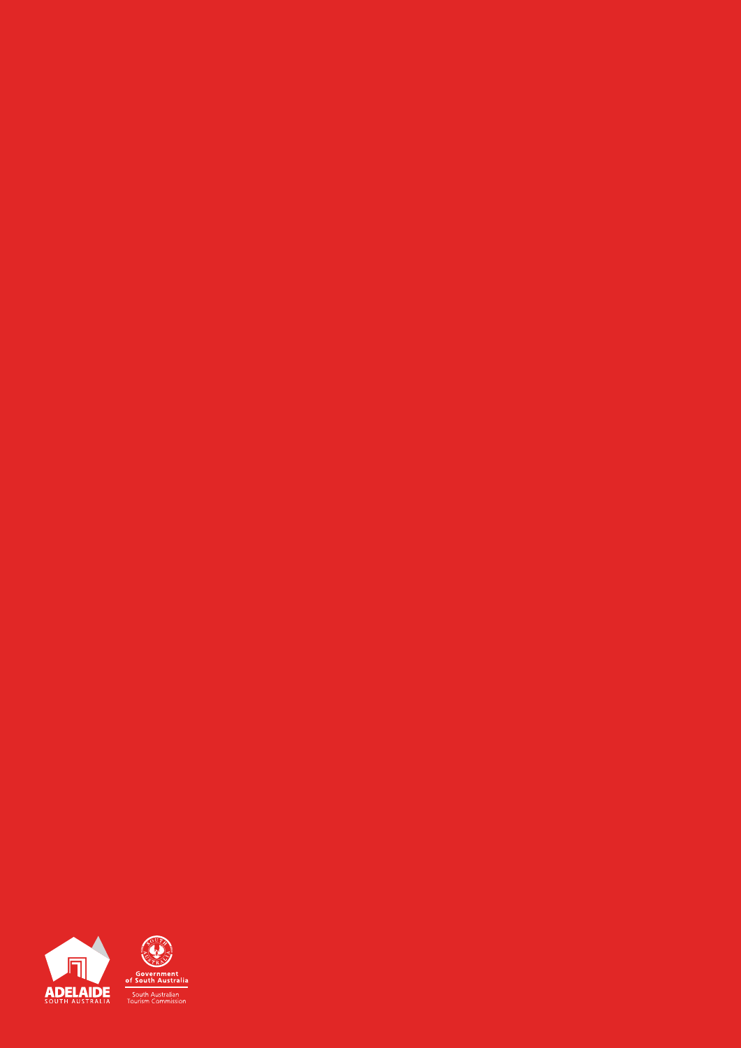ADELAIDE
SOUTH AUSTRALIA

Government of South Australia

South Australian Tourism Commission